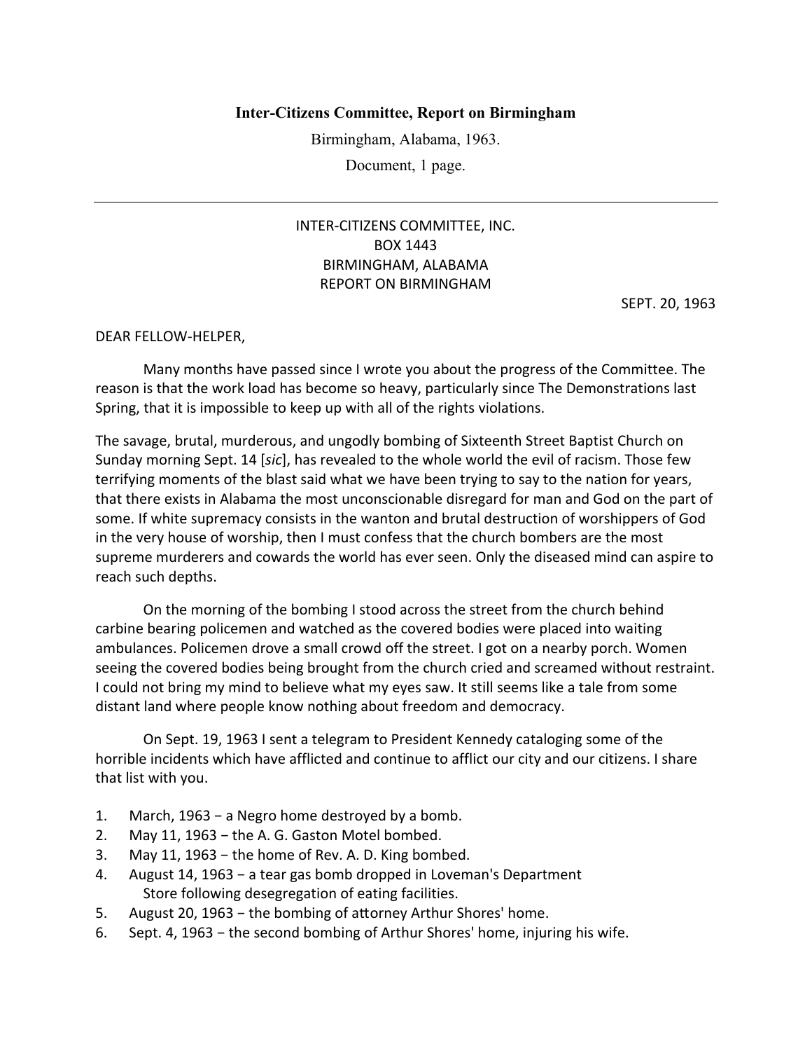**Inter-Citizens Committee, Report on Birmingham**

Birmingham, Alabama, 1963.

Document, 1 page.

---

INTER-CITIZENS COMMITTEE, INC.
BOX 1443
BIRMINGHAM, ALABAMA
REPORT ON BIRMINGHAM

SEPT. 20, 1963

DEAR FELLOW-HELPER,

Many months have passed since I wrote you about the progress of the Committee. The reason is that the work load has become so heavy, particularly since The Demonstrations last Spring, that it is impossible to keep up with all of the rights violations.

The savage, brutal, murderous, and ungodly bombing of Sixteenth Street Baptist Church on Sunday morning Sept. 14 [*sic*], has revealed to the whole world the evil of racism. Those few terrifying moments of the blast said what we have been trying to say to the nation for years, that there exists in Alabama the most unconscionable disregard for man and God on the part of some. If white supremacy consists in the wanton and brutal destruction of worshippers of God in the very house of worship, then I must confess that the church bombers are the most supreme murderers and cowards the world has ever seen. Only the diseased mind can aspire to reach such depths.

On the morning of the bombing I stood across the street from the church behind carbine bearing policemen and watched as the covered bodies were placed into waiting ambulances. Policemen drove a small crowd off the street. I got on a nearby porch. Women seeing the covered bodies being brought from the church cried and screamed without restraint. I could not bring my mind to believe what my eyes saw. It still seems like a tale from some distant land where people know nothing about freedom and democracy.

On Sept. 19, 1963 I sent a telegram to President Kennedy cataloging some of the horrible incidents which have afflicted and continue to afflict our city and our citizens. I share that list with you.

1. March, 1963 − a Negro home destroyed by a bomb.
2. May 11, 1963 − the A. G. Gaston Motel bombed.
3. May 11, 1963 − the home of Rev. A. D. King bombed.
4. August 14, 1963 − a tear gas bomb dropped in Loveman's Department Store following desegregation of eating facilities.
5. August 20, 1963 − the bombing of attorney Arthur Shores' home.
6. Sept. 4, 1963 − the second bombing of Arthur Shores' home, injuring his wife.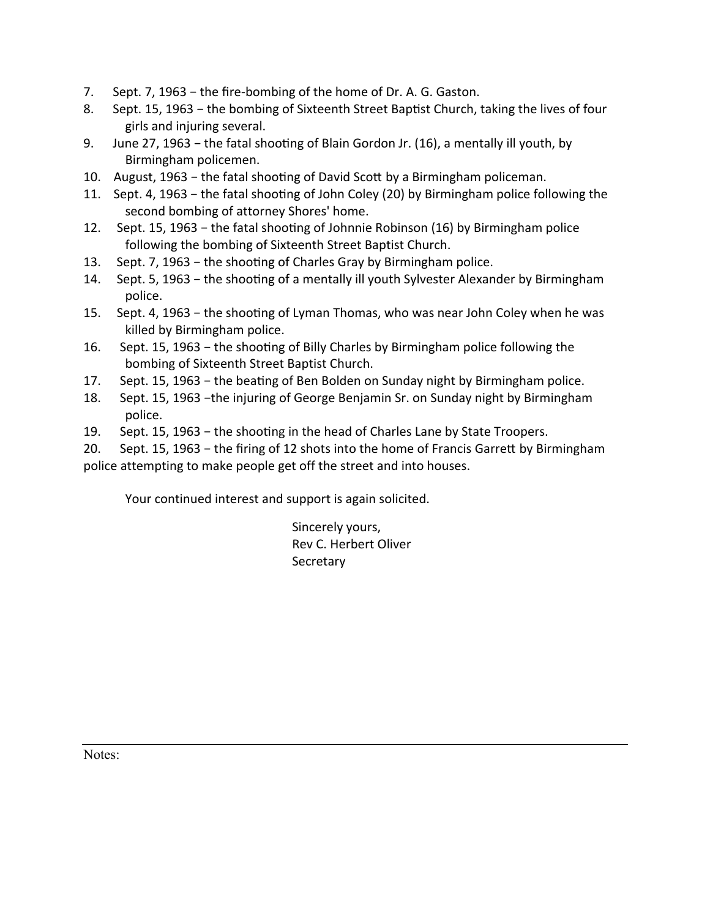7. Sept. 7, 1963 − the fire-bombing of the home of Dr. A. G. Gaston.
8. Sept. 15, 1963 − the bombing of Sixteenth Street Baptist Church, taking the lives of four girls and injuring several.
9. June 27, 1963 − the fatal shooting of Blain Gordon Jr. (16), a mentally ill youth, by Birmingham policemen.
10. August, 1963 − the fatal shooting of David Scott by a Birmingham policeman.
11. Sept. 4, 1963 − the fatal shooting of John Coley (20) by Birmingham police following the second bombing of attorney Shores' home.
12. Sept. 15, 1963 − the fatal shooting of Johnnie Robinson (16) by Birmingham police following the bombing of Sixteenth Street Baptist Church.
13. Sept. 7, 1963 − the shooting of Charles Gray by Birmingham police.
14. Sept. 5, 1963 − the shooting of a mentally ill youth Sylvester Alexander by Birmingham police.
15. Sept. 4, 1963 − the shooting of Lyman Thomas, who was near John Coley when he was killed by Birmingham police.
16. Sept. 15, 1963 − the shooting of Billy Charles by Birmingham police following the bombing of Sixteenth Street Baptist Church.
17. Sept. 15, 1963 − the beating of Ben Bolden on Sunday night by Birmingham police.
18. Sept. 15, 1963 −the injuring of George Benjamin Sr. on Sunday night by Birmingham police.
19. Sept. 15, 1963 − the shooting in the head of Charles Lane by State Troopers.
20. Sept. 15, 1963 − the firing of 12 shots into the home of Francis Garrett by Birmingham police attempting to make people get off the street and into houses.

Your continued interest and support is again solicited.

Sincerely yours,
Rev C. Herbert Oliver
Secretary

---

Notes: